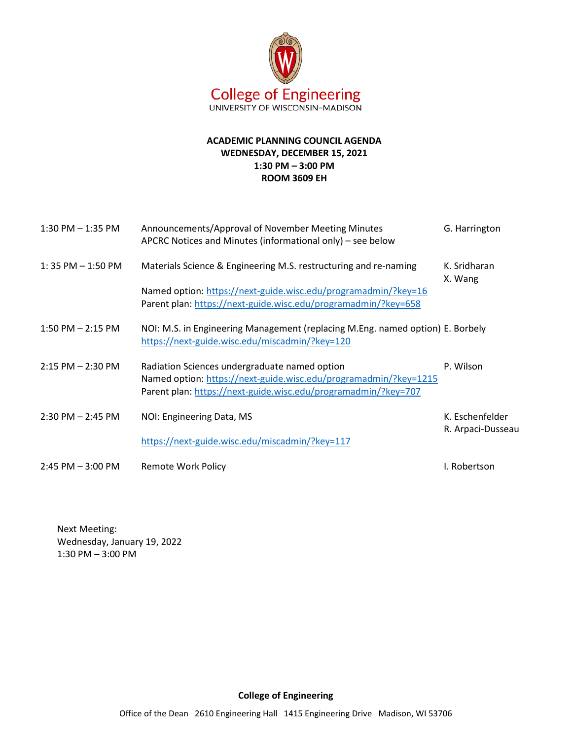College of Engineering
UNIVERSITY OF WISCONSIN–MADISON

# ACADEMIC PLANNING COUNCIL AGENDA
**WEDNESDAY, DECEMBER 15, 2021**
**1:30 PM – 3:00 PM**
**ROOM 3609 EH**

| Time | Item | Presenter |
|---|---|---|
| 1:30 PM – 1:35 PM | Announcements/Approval of November Meeting Minutes<br>APCRC Notices and Minutes (informational only) – see below | G. Harrington |
| 1: 35 PM – 1:50 PM | Materials Science & Engineering M.S. restructuring and re-naming<br><br>Named option: https://next-guide.wisc.edu/programadmin/?key=16<br>Parent plan: https://next-guide.wisc.edu/programadmin/?key=658 | K. Sridharan<br>X. Wang |
| 1:50 PM – 2:15 PM | NOI: M.S. in Engineering Management (replacing M.Eng. named option)<br>https://next-guide.wisc.edu/miscadmin/?key=120 | E. Borbely |
| 2:15 PM – 2:30 PM | Radiation Sciences undergraduate named option<br>Named option: https://next-guide.wisc.edu/programadmin/?key=1215<br>Parent plan: https://next-guide.wisc.edu/programadmin/?key=707 | P. Wilson |
| 2:30 PM – 2:45 PM | NOI: Engineering Data, MS<br><br>https://next-guide.wisc.edu/miscadmin/?key=117 | K. Eschenfelder<br>R. Arpaci-Dusseau |
| 2:45 PM – 3:00 PM | Remote Work Policy | I. Robertson |

Next Meeting:
Wednesday, January 19, 2022
1:30 PM – 3:00 PM

**College of Engineering**
Office of the Dean 2610 Engineering Hall 1415 Engineering Drive Madison, WI 53706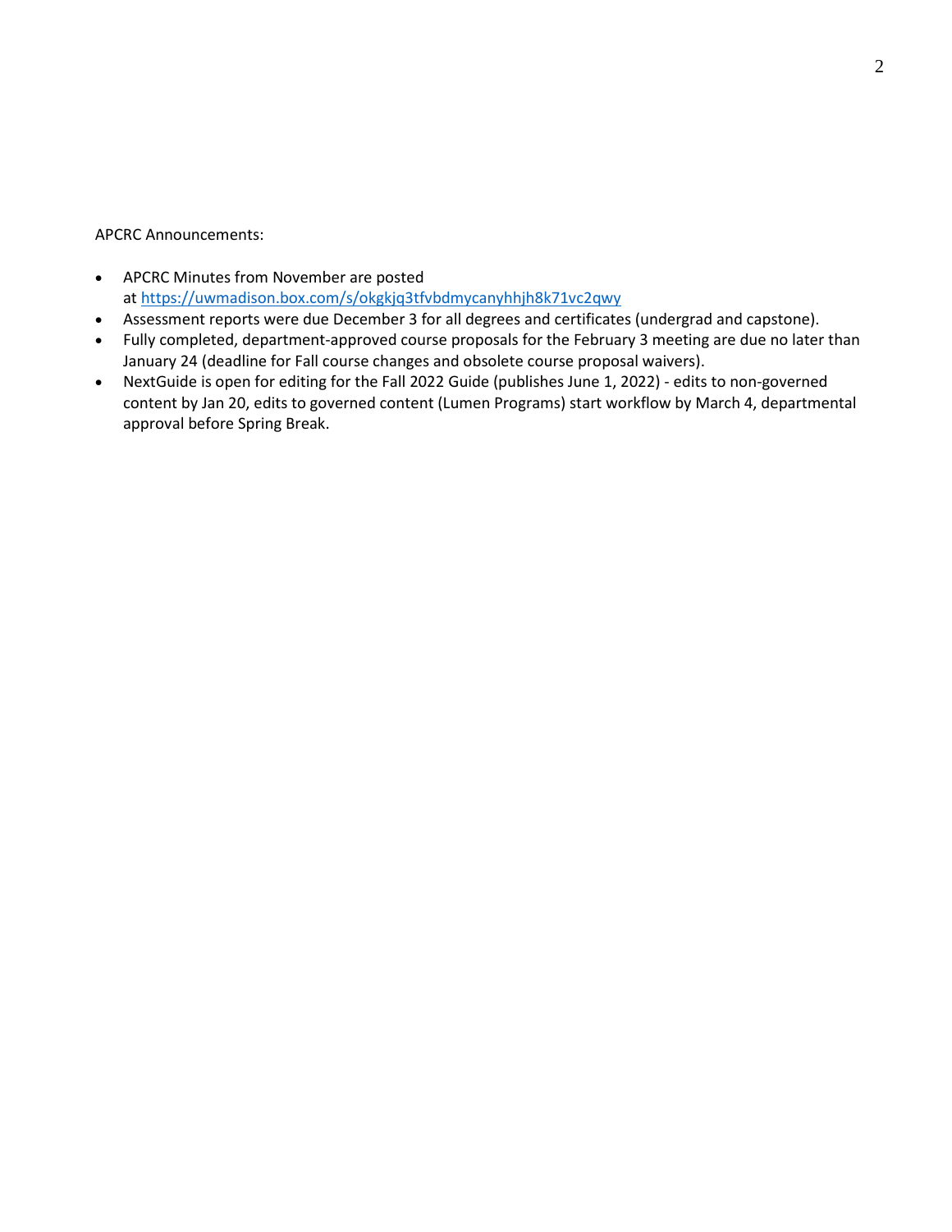APCRC Announcements:

- APCRC Minutes from November are posted at https://uwmadison.box.com/s/okgkjq3tfvbdmycanyhhjh8k71vc2qwy
- Assessment reports were due December 3 for all degrees and certificates (undergrad and capstone).
- Fully completed, department-approved course proposals for the February 3 meeting are due no later than January 24 (deadline for Fall course changes and obsolete course proposal waivers).
- NextGuide is open for editing for the Fall 2022 Guide (publishes June 1, 2022) - edits to non-governed content by Jan 20, edits to governed content (Lumen Programs) start workflow by March 4, departmental approval before Spring Break.